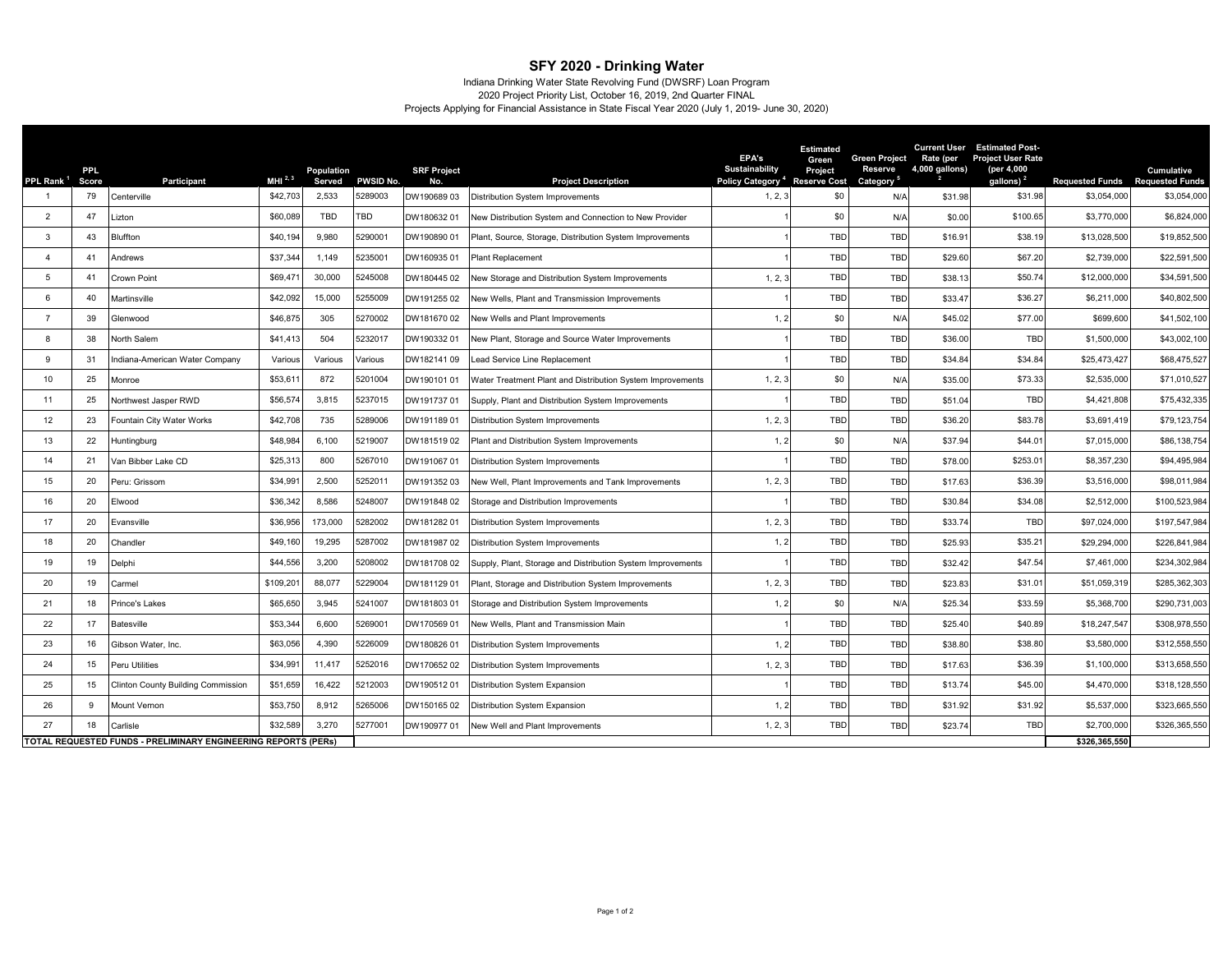# SFY 2020 - Drinking Water

Indiana Drinking Water State Revolving Fund (DWSRF) Loan Program
2020 Project Priority List, October 16, 2019, 2nd Quarter FINAL
Projects Applying for Financial Assistance in State Fiscal Year 2020 (July 1, 2019- June 30, 2020)

| PPL Rank [1] | PPL Score | Participant | MHI [2, 3] | Population Served | PWSID No. | SRF Project No. | Project Description | EPA's Sustainability Policy Category [4] | Estimated Green Project Reserve Cost | Green Project Reserve Category [5] | Current User Rate (per 4,000 gallons) [2] | Estimated Post-Project User Rate (per 4,000 gallons) [2] | Requested Funds | Cumulative Requested Funds |
|---|---|---|---|---|---|---|---|---|---|---|---|---|---|---|
| 1 | 79 | Centerville | $42,703 | 2,533 | 5289003 | DW190689 03 | Distribution System Improvements | 1, 2, 3 | $0 | N/A | $31.98 | $31.98 | $3,054,000 | $3,054,000 |
| 2 | 47 | Lizton | $60,089 | TBD | TBD | DW180632 01 | New Distribution System and Connection to New Provider | 1 | $0 | N/A | $0.00 | $100.65 | $3,770,000 | $6,824,000 |
| 3 | 43 | Bluffton | $40,194 | 9,980 | 5290001 | DW190890 01 | Plant, Source, Storage, Distribution System Improvements | 1 | TBD | TBD | $16.91 | $38.19 | $13,028,500 | $19,852,500 |
| 4 | 41 | Andrews | $37,344 | 1,149 | 5235001 | DW160935 01 | Plant Replacement | 1 | TBD | TBD | $29.60 | $67.20 | $2,739,000 | $22,591,500 |
| 5 | 41 | Crown Point | $69,471 | 30,000 | 5245008 | DW180445 02 | New Storage and Distribution System Improvements | 1, 2, 3 | TBD | TBD | $38.13 | $50.74 | $12,000,000 | $34,591,500 |
| 6 | 40 | Martinsville | $42,092 | 15,000 | 5255009 | DW191255 02 | New Wells, Plant and Transmission Improvements | 1 | TBD | TBD | $33.47 | $36.27 | $6,211,000 | $40,802,500 |
| 7 | 39 | Glenwood | $46,875 | 305 | 5270002 | DW181670 02 | New Wells and Plant Improvements | 1, 2 | $0 | N/A | $45.02 | $77.00 | $699,600 | $41,502,100 |
| 8 | 38 | North Salem | $41,413 | 504 | 5232017 | DW190332 01 | New Plant, Storage and Source Water Improvements | 1 | TBD | TBD | $36.00 | TBD | $1,500,000 | $43,002,100 |
| 9 | 31 | Indiana-American Water Company | Various | Various | Various | DW182141 09 | Lead Service Line Replacement | 1 | TBD | TBD | $34.84 | $34.84 | $25,473,427 | $68,475,527 |
| 10 | 25 | Monroe | $53,611 | 872 | 5201004 | DW190101 01 | Water Treatment Plant and Distribution System Improvements | 1, 2, 3 | $0 | N/A | $35.00 | $73.33 | $2,535,000 | $71,010,527 |
| 11 | 25 | Northwest Jasper RWD | $56,574 | 3,815 | 5237015 | DW191737 01 | Supply, Plant and Distribution System Improvements | 1 | TBD | TBD | $51.04 | TBD | $4,421,808 | $75,432,335 |
| 12 | 23 | Fountain City Water Works | $42,708 | 735 | 5289006 | DW191189 01 | Distribution System Improvements | 1, 2, 3 | TBD | TBD | $36.20 | $83.78 | $3,691,419 | $79,123,754 |
| 13 | 22 | Huntingburg | $48,984 | 6,100 | 5219007 | DW181519 02 | Plant and Distribution System Improvements | 1, 2 | $0 | N/A | $37.94 | $44.01 | $7,015,000 | $86,138,754 |
| 14 | 21 | Van Bibber Lake CD | $25,313 | 800 | 5267010 | DW191067 01 | Distribution System Improvements | 1 | TBD | TBD | $78.00 | $253.01 | $8,357,230 | $94,495,984 |
| 15 | 20 | Peru: Grissom | $34,991 | 2,500 | 5252011 | DW191352 03 | New Well, Plant Improvements and Tank Improvements | 1, 2, 3 | TBD | TBD | $17.63 | $36.39 | $3,516,000 | $98,011,984 |
| 16 | 20 | Elwood | $36,342 | 8,586 | 5248007 | DW191848 02 | Storage and Distribution Improvements | 1 | TBD | TBD | $30.84 | $34.08 | $2,512,000 | $100,523,984 |
| 17 | 20 | Evansville | $36,956 | 173,000 | 5282002 | DW181282 01 | Distribution System Improvements | 1, 2, 3 | TBD | TBD | $33.74 | TBD | $97,024,000 | $197,547,984 |
| 18 | 20 | Chandler | $49,160 | 19,295 | 5287002 | DW181987 02 | Distribution System Improvements | 1, 2 | TBD | TBD | $25.93 | $35.21 | $29,294,000 | $226,841,984 |
| 19 | 19 | Delphi | $44,556 | 3,200 | 5208002 | DW181708 02 | Supply, Plant, Storage and Distribution System Improvements | 1 | TBD | TBD | $32.42 | $47.54 | $7,461,000 | $234,302,984 |
| 20 | 19 | Carmel | $109,201 | 88,077 | 5229004 | DW181129 01 | Plant, Storage and Distribution System Improvements | 1, 2, 3 | TBD | TBD | $23.83 | $31.01 | $51,059,319 | $285,362,303 |
| 21 | 18 | Prince's Lakes | $65,650 | 3,945 | 5241007 | DW181803 01 | Storage and Distribution System Improvements | 1, 2 | $0 | N/A | $25.34 | $33.59 | $5,368,700 | $290,731,003 |
| 22 | 17 | Batesville | $53,344 | 6,600 | 5269001 | DW170569 01 | New Wells, Plant and Transmission Main | 1 | TBD | TBD | $25.40 | $40.89 | $18,247,547 | $308,978,550 |
| 23 | 16 | Gibson Water, Inc. | $63,056 | 4,390 | 5226009 | DW180826 01 | Distribution System Improvements | 1, 2 | TBD | TBD | $38.80 | $38.80 | $3,580,000 | $312,558,550 |
| 24 | 15 | Peru Utilities | $34,991 | 11,417 | 5252016 | DW170652 02 | Distribution System Improvements | 1, 2, 3 | TBD | TBD | $17.63 | $36.39 | $1,100,000 | $313,658,550 |
| 25 | 15 | Clinton County Building Commission | $51,659 | 16,422 | 5212003 | DW190512 01 | Distribution System Expansion | 1 | TBD | TBD | $13.74 | $45.00 | $4,470,000 | $318,128,550 |
| 26 | 9 | Mount Vernon | $53,750 | 8,912 | 5265006 | DW150165 02 | Distribution System Expansion | 1, 2 | TBD | TBD | $31.92 | $31.92 | $5,537,000 | $323,665,550 |
| 27 | 18 | Carlisle | $32,589 | 3,270 | 5277001 | DW190977 01 | New Well and Plant Improvements | 1, 2, 3 | TBD | TBD | $23.74 | TBD | $2,700,000 | $326,365,550 |
| TOTAL REQUESTED FUNDS - PRELIMINARY ENGINEERING REPORTS (PERs) | | | | | | | | | | | | | $326,365,550 | |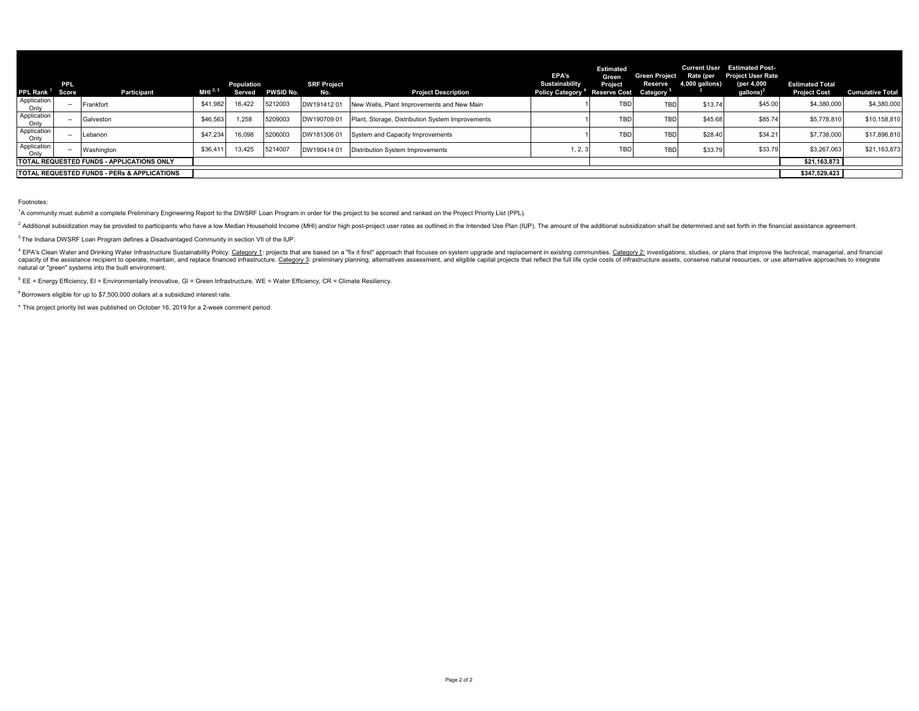| PPL Rank [1] | PPL Score | Participant | MHI [2, 3] | Population Served | PWSID No. | SRF Project No. | Project Description | EPA's Sustainability Policy Category [4] | Estimated Green Project Reserve Cost | Green Project Reserve Category [5] | Current User Rate (per 4,000 gallons) [2] | Estimated Post-Project User Rate (per 4,000 gallons)[2] | Estimated Total Project Cost | Cumulative Total |
|---|---|---|---|---|---|---|---|---|---|---|---|---|---|---|
| Application Only | -- | Frankfort | $41,982 | 16,422 | 5212003 | DW191412 01 | New Wells, Plant Improvements and New Main | 1 | TBD | TBD | $13.74 | $45.00 | $4,380,000 | $4,380,000 |
| Application Only | -- | Galveston | $46,563 | 1,258 | 5209003 | DW190709 01 | Plant, Storage, Distribution System Improvements | 1 | TBD | TBD | $45.68 | $85.74 | $5,778,810 | $10,158,810 |
| Application Only | -- | Lebanon | $47,234 | 16,098 | 5206003 | DW181306 01 | System and Capacity Improvements | 1 | TBD | TBD | $28.40 | $34.21 | $7,738,000 | $17,896,810 |
| Application Only | -- | Washington | $36,411 | 13,425 | 5214007 | DW190414 01 | Distribution System Improvements | 1, 2, 3 | TBD | TBD | $33.79 | $33.79 | $3,267,063 | $21,163,873 |
| **TOTAL REQUESTED FUNDS - APPLICATIONS ONLY** | | | | | | | | | | | | | **$21,163,873** | |
| **TOTAL REQUESTED FUNDS - PERs & APPLICATIONS** | | | | | | | | | | | | | **$347,529,423** | |

Footnotes:

[1] A community must submit a complete Preliminary Engineering Report to the DWSRF Loan Program in order for the project to be scored and ranked on the Project Priority List (PPL).

[2] Additional subsidization may be provided to participants who have a low Median Household Income (MHI) and/or high post-project user rates as outlined in the Intended Use Plan (IUP). The amount of the additional subsidization shall be determined and set forth in the financial assistance agreement.

[3] The Indiana DWSRF Loan Program defines a Disadvantaged Community in section VII of the IUP.

[4] EPA's Clean Water and Drinking Water Infrastructure Sustainability Policy. Category 1: projects that are based on a "fix it first" approach that focuses on system upgrade and replacement in existing communities. Category 2: investigations, studies, or plans that improve the technical, managerial, and financial capacity of the assistance recipient to operate, maintain, and replace financed infrastructure. Category 3: preliminary planning, alternatives assessment, and eligible capital projects that reflect the full life cycle costs of infrastructure assets, conserve natural resources, or use alternative approaches to integrate natural or "green" systems into the built environment.

[5] EE = Energy Efficiency, EI = Environmentally Innovative, GI = Green Infrastructure, WE = Water Efficiency, CR = Climate Resiliency.

[6] Borrowers eligible for up to $7,500,000 dollars at a subsidized interest rate.

* This project priority list was published on October 16, 2019 for a 2-week comment period.